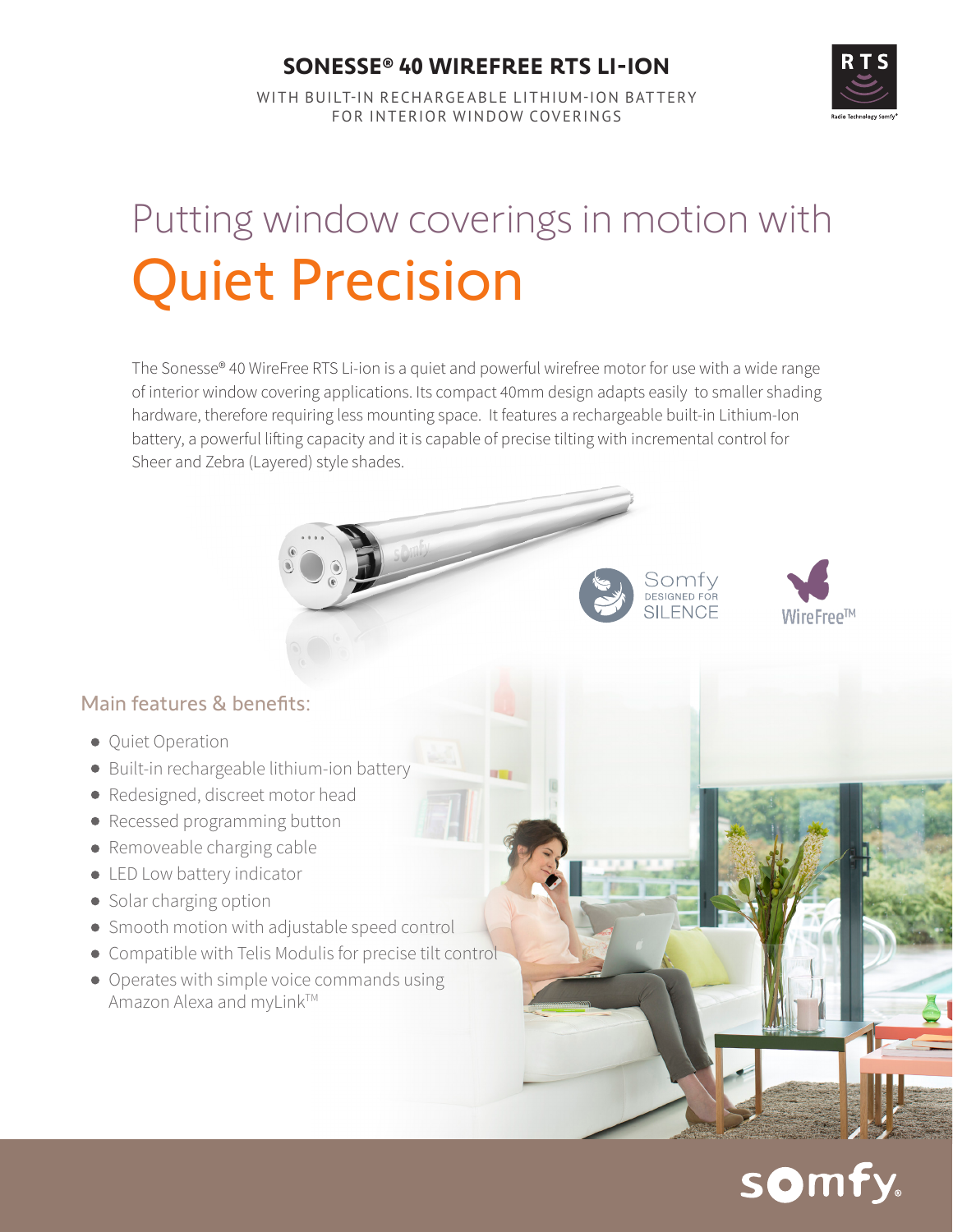# SONESSE® 40 WIREFREE RTS LI-ION

WITH BUILT-IN RECHARGEABLE LITHIUM-ION BATTERY
FOR INTERIOR WINDOW COVERINGS

## Putting window coverings in motion with Quiet Precision

The Sonesse® 40 WireFree RTS Li-ion is a quiet and powerful wirefree motor for use with a wide range of interior window covering applications. Its compact 40mm design adapts easily to smaller shading hardware, therefore requiring less mounting space. It features a rechargeable built-in Lithium-Ion battery, a powerful lifting capacity and it is capable of precise tilting with incremental control for Sheer and Zebra (Layered) style shades.

### Main features & benefits:

- Quiet Operation
- Built-in rechargeable lithium-ion battery
- Redesigned, discreet motor head
- Recessed programming button
- Removeable charging cable
- LED Low battery indicator
- Solar charging option
- Smooth motion with adjustable speed control
- Compatible with Telis Modulis for precise tilt control
- Operates with simple voice commands using Amazon Alexa and myLink™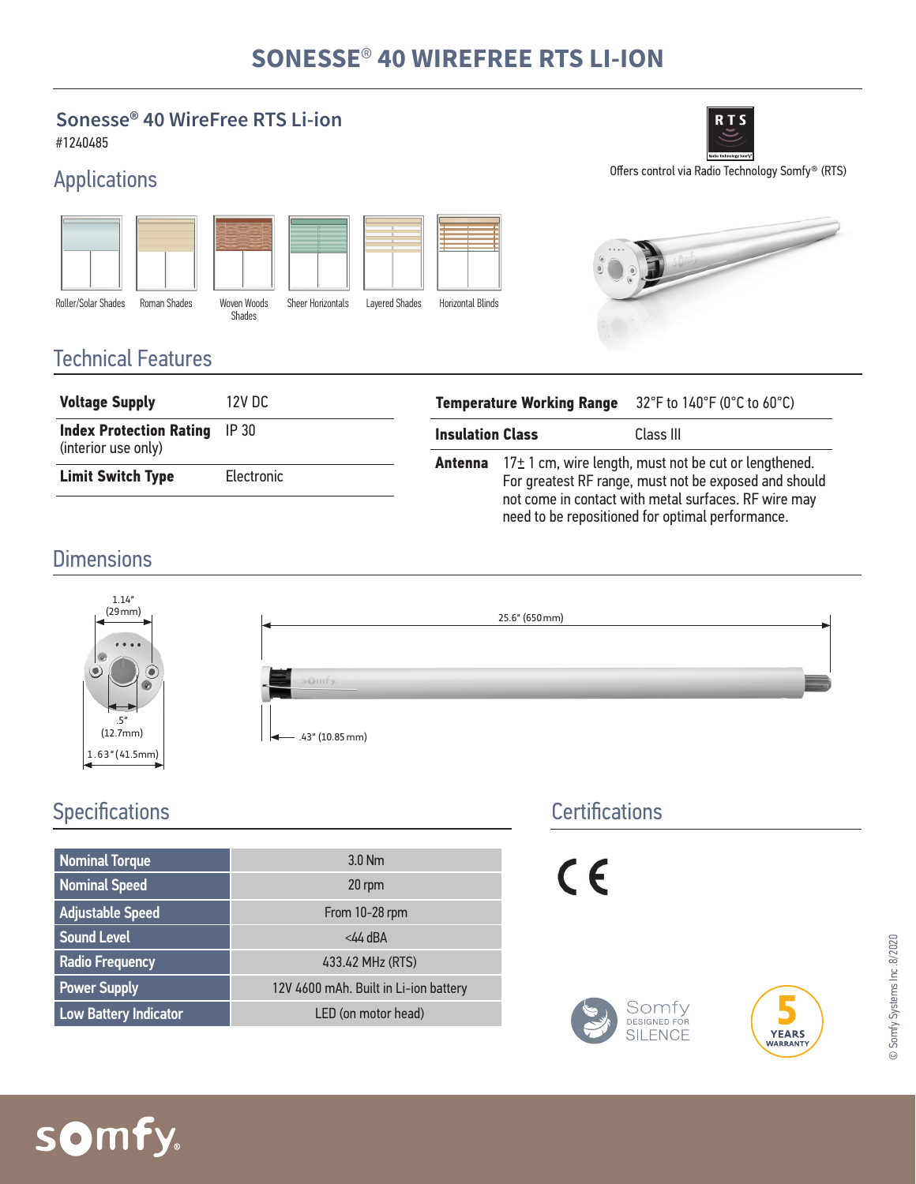# SONESSE® 40 WIREFREE RTS LI-ION

## Sonesse® 40 WireFree RTS Li-ion

#1240485

Offers control via Radio Technology Somfy® (RTS)

## Applications

Roller/Solar Shades

Roman Shades

Woven Woods Shades

Sheer Horizontals

Layered Shades

Horizontal Blinds

## Technical Features

| | |
|---|---|
| **Voltage Supply** | 12V DC |
| **Index Protection Rating** (interior use only) | IP 30 |
| **Limit Switch Type** | Electronic |

| | |
|---|---|
| **Temperature Working Range** | 32°F to 140°F (0°C to 60°C) |
| **Insulation Class** | Class III |
| **Antenna** | 17± 1 cm, wire length, must not be cut or lengthened. For greatest RF range, must not be exposed and should not come in contact with metal surfaces. RF wire may need to be repositioned for optimal performance. |

## Dimensions

1.14" (29mm)

.5" (12.7mm)

1.63"(41.5mm)

25.6" (650mm)

.43" (10.85mm)

## Specifications

| | |
|---|---|
| Nominal Torque | 3.0 Nm |
| Nominal Speed | 20 rpm |
| Adjustable Speed | From 10-28 rpm |
| Sound Level | <44 dBA |
| Radio Frequency | 433.42 MHz (RTS) |
| Power Supply | 12V 4600 mAh. Built in Li-ion battery |
| Low Battery Indicator | LED (on motor head) |

## Certifications

CE

Somfy DESIGNED FOR SILENCE

5 YEARS WARRANTY

© Somfy Systems Inc. 8/2020